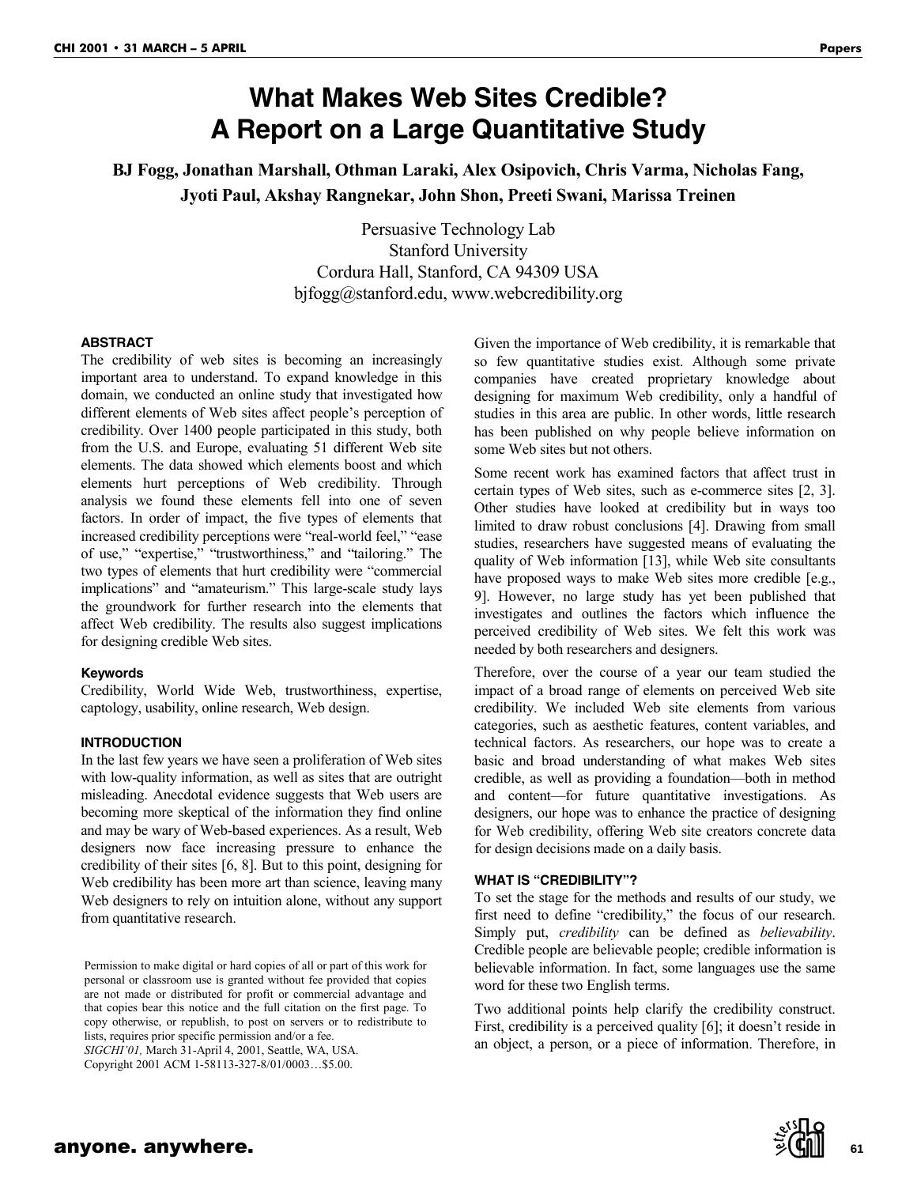# What Makes Web Sites Credible? A Report on a Large Quantitative Study

**BJ Fogg, Jonathan Marshall, Othman Laraki, Alex Osipovich, Chris Varma, Nicholas Fang, Jyoti Paul, Akshay Rangnekar, John Shon, Preeti Swani, Marissa Treinen**

Persuasive Technology Lab
Stanford University
Cordura Hall, Stanford, CA 94309 USA
bjfogg@stanford.edu, www.webcredibility.org

## ABSTRACT

The credibility of web sites is becoming an increasingly important area to understand. To expand knowledge in this domain, we conducted an online study that investigated how different elements of Web sites affect people's perception of credibility. Over 1400 people participated in this study, both from the U.S. and Europe, evaluating 51 different Web site elements. The data showed which elements boost and which elements hurt perceptions of Web credibility. Through analysis we found these elements fell into one of seven factors. In order of impact, the five types of elements that increased credibility perceptions were "real-world feel," "ease of use," "expertise," "trustworthiness," and "tailoring." The two types of elements that hurt credibility were "commercial implications" and "amateurism." This large-scale study lays the groundwork for further research into the elements that affect Web credibility. The results also suggest implications for designing credible Web sites.

### Keywords

Credibility, World Wide Web, trustworthiness, expertise, captology, usability, online research, Web design.

## INTRODUCTION

In the last few years we have seen a proliferation of Web sites with low-quality information, as well as sites that are outright misleading. Anecdotal evidence suggests that Web users are becoming more skeptical of the information they find online and may be wary of Web-based experiences. As a result, Web designers now face increasing pressure to enhance the credibility of their sites [6, 8]. But to this point, designing for Web credibility has been more art than science, leaving many Web designers to rely on intuition alone, without any support from quantitative research.

Permission to make digital or hard copies of all or part of this work for personal or classroom use is granted without fee provided that copies are not made or distributed for profit or commercial advantage and that copies bear this notice and the full citation on the first page. To copy otherwise, or republish, to post on servers or to redistribute to lists, requires prior specific permission and/or a fee.
*SIGCHI'01,* March 31-April 4, 2001, Seattle, WA, USA.
Copyright 2001 ACM 1-58113-327-8/01/0003…$5.00.

Given the importance of Web credibility, it is remarkable that so few quantitative studies exist. Although some private companies have created proprietary knowledge about designing for maximum Web credibility, only a handful of studies in this area are public. In other words, little research has been published on why people believe information on some Web sites but not others.

Some recent work has examined factors that affect trust in certain types of Web sites, such as e-commerce sites [2, 3]. Other studies have looked at credibility but in ways too limited to draw robust conclusions [4]. Drawing from small studies, researchers have suggested means of evaluating the quality of Web information [13], while Web site consultants have proposed ways to make Web sites more credible [e.g., 9]. However, no large study has yet been published that investigates and outlines the factors which influence the perceived credibility of Web sites. We felt this work was needed by both researchers and designers.

Therefore, over the course of a year our team studied the impact of a broad range of elements on perceived Web site credibility. We included Web site elements from various categories, such as aesthetic features, content variables, and technical factors. As researchers, our hope was to create a basic and broad understanding of what makes Web sites credible, as well as providing a foundation—both in method and content—for future quantitative investigations. As designers, our hope was to enhance the practice of designing for Web credibility, offering Web site creators concrete data for design decisions made on a daily basis.

## WHAT IS "CREDIBILITY"?

To set the stage for the methods and results of our study, we first need to define "credibility," the focus of our research. Simply put, *credibility* can be defined as *believability*. Credible people are believable people; credible information is believable information. In fact, some languages use the same word for these two English terms.

Two additional points help clarify the credibility construct. First, credibility is a perceived quality [6]; it doesn't reside in an object, a person, or a piece of information. Therefore, in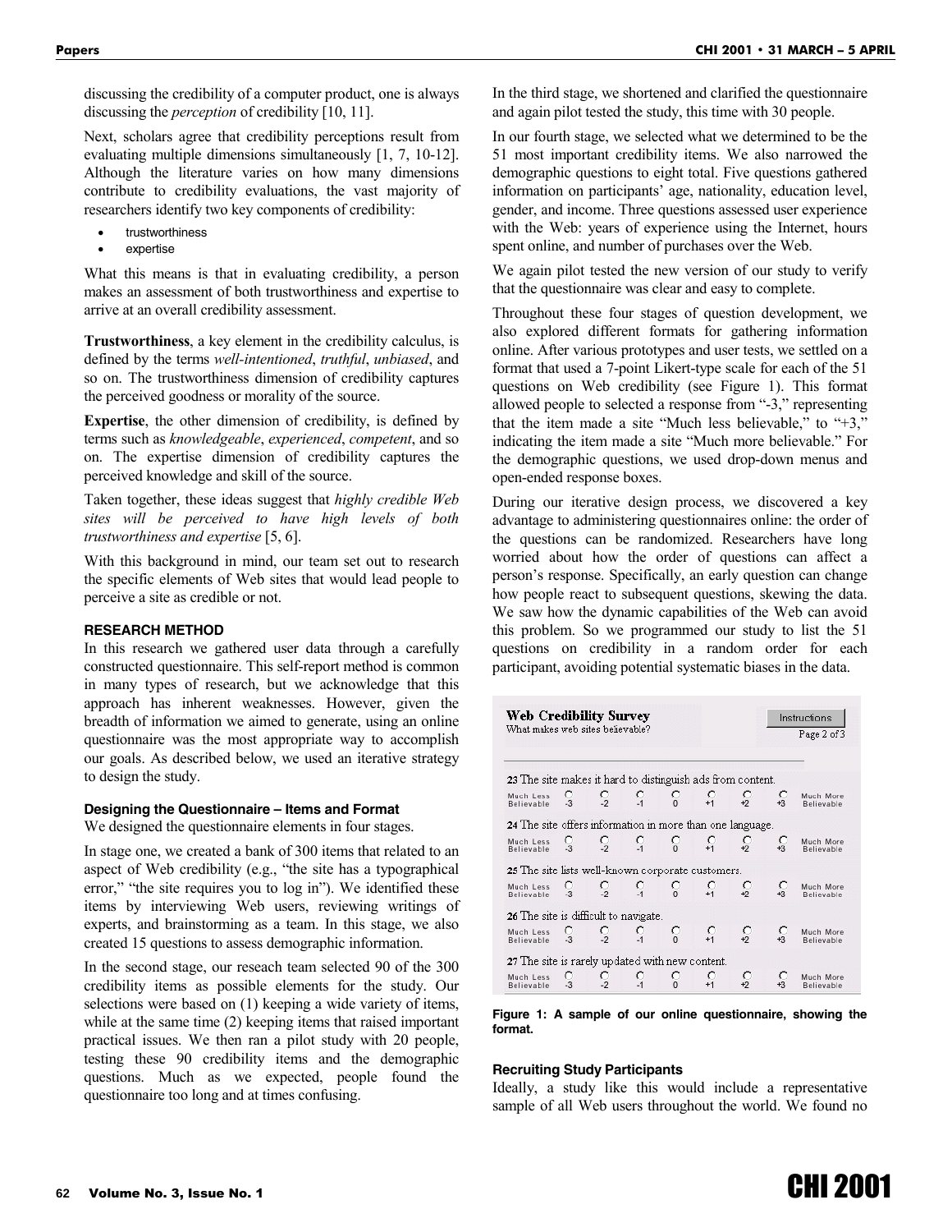discussing the credibility of a computer product, one is always discussing the *perception* of credibility [10, 11].

Next, scholars agree that credibility perceptions result from evaluating multiple dimensions simultaneously [1, 7, 10-12]. Although the literature varies on how many dimensions contribute to credibility evaluations, the vast majority of researchers identify two key components of credibility:

- trustworthiness
- expertise

What this means is that in evaluating credibility, a person makes an assessment of both trustworthiness and expertise to arrive at an overall credibility assessment.

**Trustworthiness**, a key element in the credibility calculus, is defined by the terms *well-intentioned*, *truthful*, *unbiased*, and so on. The trustworthiness dimension of credibility captures the perceived goodness or morality of the source.

**Expertise**, the other dimension of credibility, is defined by terms such as *knowledgeable*, *experienced*, *competent*, and so on. The expertise dimension of credibility captures the perceived knowledge and skill of the source.

Taken together, these ideas suggest that *highly credible Web sites will be perceived to have high levels of both trustworthiness and expertise* [5, 6].

With this background in mind, our team set out to research the specific elements of Web sites that would lead people to perceive a site as credible or not.

## RESEARCH METHOD

In this research we gathered user data through a carefully constructed questionnaire. This self-report method is common in many types of research, but we acknowledge that this approach has inherent weaknesses. However, given the breadth of information we aimed to generate, using an online questionnaire was the most appropriate way to accomplish our goals. As described below, we used an iterative strategy to design the study.

### Designing the Questionnaire – Items and Format

We designed the questionnaire elements in four stages.

In stage one, we created a bank of 300 items that related to an aspect of Web credibility (e.g., "the site has a typographical error," "the site requires you to log in"). We identified these items by interviewing Web users, reviewing writings of experts, and brainstorming as a team. In this stage, we also created 15 questions to assess demographic information.

In the second stage, our reseach team selected 90 of the 300 credibility items as possible elements for the study. Our selections were based on (1) keeping a wide variety of items, while at the same time (2) keeping items that raised important practical issues. We then ran a pilot study with 20 people, testing these 90 credibility items and the demographic questions. Much as we expected, people found the questionnaire too long and at times confusing.

In the third stage, we shortened and clarified the questionnaire and again pilot tested the study, this time with 30 people.

In our fourth stage, we selected what we determined to be the 51 most important credibility items. We also narrowed the demographic questions to eight total. Five questions gathered information on participants' age, nationality, education level, gender, and income. Three questions assessed user experience with the Web: years of experience using the Internet, hours spent online, and number of purchases over the Web.

We again pilot tested the new version of our study to verify that the questionnaire was clear and easy to complete.

Throughout these four stages of question development, we also explored different formats for gathering information online. After various prototypes and user tests, we settled on a format that used a 7-point Likert-type scale for each of the 51 questions on Web credibility (see Figure 1). This format allowed people to selected a response from "-3," representing that the item made a site "Much less believable," to "+3," indicating the item made a site "Much more believable." For the demographic questions, we used drop-down menus and open-ended response boxes.

During our iterative design process, we discovered a key advantage to administering questionnaires online: the order of the questions can be randomized. Researchers have long worried about how the order of questions can affect a person's response. Specifically, an early question can change how people react to subsequent questions, skewing the data. We saw how the dynamic capabilities of the Web can avoid this problem. So we programmed our study to list the 51 questions on credibility in a random order for each participant, avoiding potential systematic biases in the data.

**Figure 1: A sample of our online questionnaire, showing the format.**

### Recruiting Study Participants

Ideally, a study like this would include a representative sample of all Web users throughout the world. We found no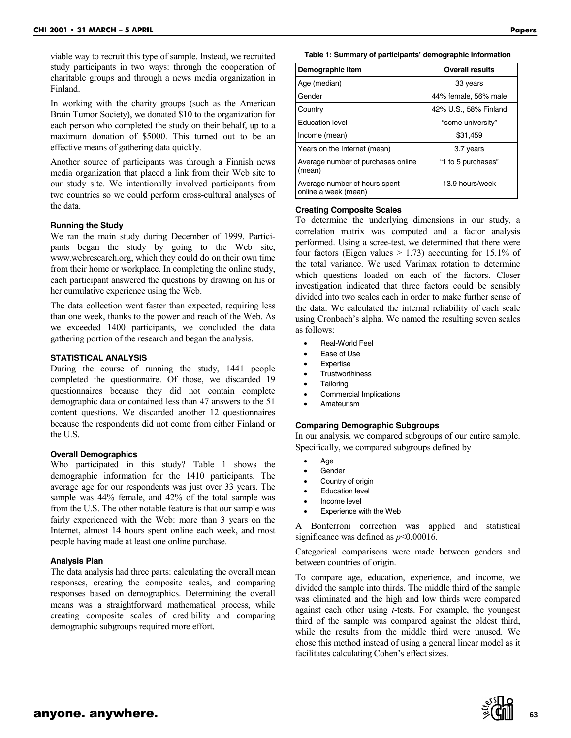viable way to recruit this type of sample. Instead, we recruited study participants in two ways: through the cooperation of charitable groups and through a news media organization in Finland.

In working with the charity groups (such as the American Brain Tumor Society), we donated $10 to the organization for each person who completed the study on their behalf, up to a maximum donation of $5000. This turned out to be an effective means of gathering data quickly.

Another source of participants was through a Finnish news media organization that placed a link from their Web site to our study site. We intentionally involved participants from two countries so we could perform cross-cultural analyses of the data.

#### Running the Study

We ran the main study during December of 1999. Participants began the study by going to the Web site, www.webresearch.org, which they could do on their own time from their home or workplace. In completing the online study, each participant answered the questions by drawing on his or her cumulative experience using the Web.

The data collection went faster than expected, requiring less than one week, thanks to the power and reach of the Web. As we exceeded 1400 participants, we concluded the data gathering portion of the research and began the analysis.

### STATISTICAL ANALYSIS

During the course of running the study, 1441 people completed the questionnaire. Of those, we discarded 19 questionnaires because they did not contain complete demographic data or contained less than 47 answers to the 51 content questions. We discarded another 12 questionnaires because the respondents did not come from either Finland or the U.S.

#### Overall Demographics

Who participated in this study? Table 1 shows the demographic information for the 1410 participants. The average age for our respondents was just over 33 years. The sample was 44% female, and 42% of the total sample was from the U.S. The other notable feature is that our sample was fairly experienced with the Web: more than 3 years on the Internet, almost 14 hours spent online each week, and most people having made at least one online purchase.

#### Analysis Plan

The data analysis had three parts: calculating the overall mean responses, creating the composite scales, and comparing responses based on demographics. Determining the overall means was a straightforward mathematical process, while creating composite scales of credibility and comparing demographic subgroups required more effort.

**Table 1: Summary of participants' demographic information**

| Demographic Item | Overall results |
|---|---|
| Age (median) | 33 years |
| Gender | 44% female, 56% male |
| Country | 42% U.S., 58% Finland |
| Education level | "some university" |
| Income (mean) | $31,459 |
| Years on the Internet (mean) | 3.7 years |
| Average number of purchases online (mean) | "1 to 5 purchases" |
| Average number of hours spent online a week (mean) | 13.9 hours/week |

#### Creating Composite Scales

To determine the underlying dimensions in our study, a correlation matrix was computed and a factor analysis performed. Using a scree-test, we determined that there were four factors (Eigen values > 1.73) accounting for 15.1% of the total variance. We used Varimax rotation to determine which questions loaded on each of the factors. Closer investigation indicated that three factors could be sensibly divided into two scales each in order to make further sense of the data. We calculated the internal reliability of each scale using Cronbach's alpha. We named the resulting seven scales as follows:

- Real-World Feel
- Ease of Use
- Expertise
- Trustworthiness
- Tailoring
- Commercial Implications
- Amateurism

#### Comparing Demographic Subgroups

In our analysis, we compared subgroups of our entire sample. Specifically, we compared subgroups defined by—

- Age
- Gender
- Country of origin
- Education level
- Income level
- Experience with the Web

A Bonferroni correction was applied and statistical significance was defined as $p<0.00016$.

Categorical comparisons were made between genders and between countries of origin.

To compare age, education, experience, and income, we divided the sample into thirds. The middle third of the sample was eliminated and the high and low thirds were compared against each other using *t*-tests. For example, the youngest third of the sample was compared against the oldest third, while the results from the middle third were unused. We chose this method instead of using a general linear model as it facilitates calculating Cohen's effect sizes.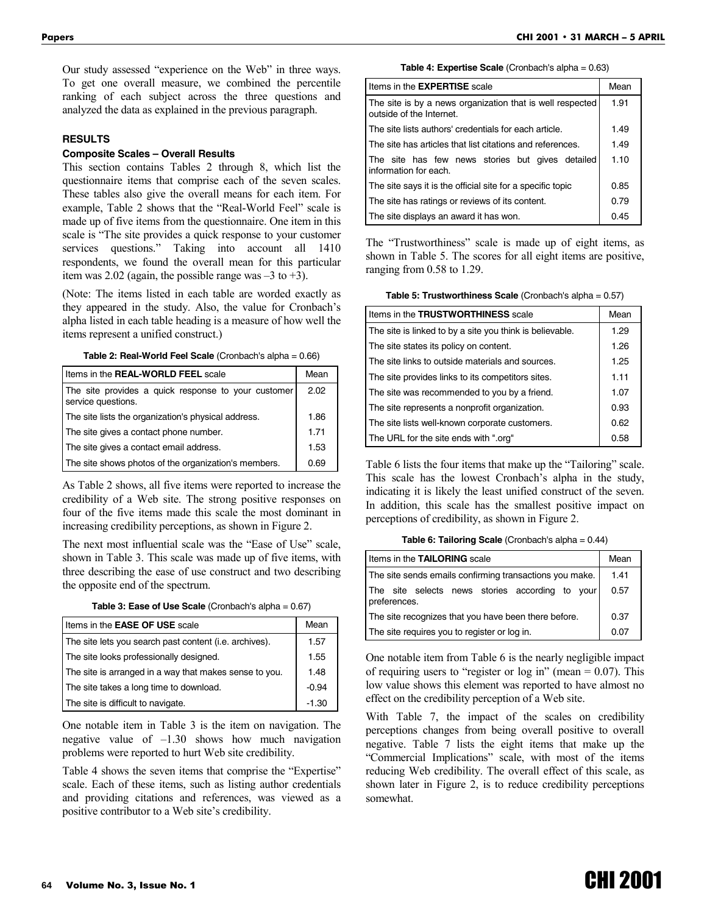Our study assessed "experience on the Web" in three ways. To get one overall measure, we combined the percentile ranking of each subject across the three questions and analyzed the data as explained in the previous paragraph.

## RESULTS

### Composite Scales – Overall Results

This section contains Tables 2 through 8, which list the questionnaire items that comprise each of the seven scales. These tables also give the overall means for each item. For example, Table 2 shows that the "Real-World Feel" scale is made up of five items from the questionnaire. One item in this scale is "The site provides a quick response to your customer services questions." Taking into account all 1410 respondents, we found the overall mean for this particular item was 2.02 (again, the possible range was –3 to +3).

(Note: The items listed in each table are worded exactly as they appeared in the study. Also, the value for Cronbach's alpha listed in each table heading is a measure of how well the items represent a unified construct.)

**Table 2: Real-World Feel Scale** (Cronbach's alpha = 0.66)

| Items in the **REAL-WORLD FEEL** scale | Mean |
|---|---|
| The site provides a quick response to your customer service questions. | 2.02 |
| The site lists the organization's physical address. | 1.86 |
| The site gives a contact phone number. | 1.71 |
| The site gives a contact email address. | 1.53 |
| The site shows photos of the organization's members. | 0.69 |

As Table 2 shows, all five items were reported to increase the credibility of a Web site. The strong positive responses on four of the five items made this scale the most dominant in increasing credibility perceptions, as shown in Figure 2.

The next most influential scale was the "Ease of Use" scale, shown in Table 3. This scale was made up of five items, with three describing the ease of use construct and two describing the opposite end of the spectrum.

**Table 3: Ease of Use Scale** (Cronbach's alpha = 0.67)

| Items in the **EASE OF USE** scale | Mean |
|---|---|
| The site lets you search past content (i.e. archives). | 1.57 |
| The site looks professionally designed. | 1.55 |
| The site is arranged in a way that makes sense to you. | 1.48 |
| The site takes a long time to download. | -0.94 |
| The site is difficult to navigate. | -1.30 |

One notable item in Table 3 is the item on navigation. The negative value of –1.30 shows how much navigation problems were reported to hurt Web site credibility.

Table 4 shows the seven items that comprise the "Expertise" scale. Each of these items, such as listing author credentials and providing citations and references, was viewed as a positive contributor to a Web site's credibility.

**Table 4: Expertise Scale** (Cronbach's alpha = 0.63)

| Items in the **EXPERTISE** scale | Mean |
|---|---|
| The site is by a news organization that is well respected outside of the Internet. | 1.91 |
| The site lists authors' credentials for each article. | 1.49 |
| The site has articles that list citations and references. | 1.49 |
| The site has few news stories but gives detailed information for each. | 1.10 |
| The site says it is the official site for a specific topic | 0.85 |
| The site has ratings or reviews of its content. | 0.79 |
| The site displays an award it has won. | 0.45 |

The "Trustworthiness" scale is made up of eight items, as shown in Table 5. The scores for all eight items are positive, ranging from 0.58 to 1.29.

**Table 5: Trustworthiness Scale** (Cronbach's alpha = 0.57)

| Items in the **TRUSTWORTHINESS** scale | Mean |
|---|---|
| The site is linked to by a site you think is believable. | 1.29 |
| The site states its policy on content. | 1.26 |
| The site links to outside materials and sources. | 1.25 |
| The site provides links to its competitors sites. | 1.11 |
| The site was recommended to you by a friend. | 1.07 |
| The site represents a nonprofit organization. | 0.93 |
| The site lists well-known corporate customers. | 0.62 |
| The URL for the site ends with ".org" | 0.58 |

Table 6 lists the four items that make up the "Tailoring" scale. This scale has the lowest Cronbach's alpha in the study, indicating it is likely the least unified construct of the seven. In addition, this scale has the smallest positive impact on perceptions of credibility, as shown in Figure 2.

**Table 6: Tailoring Scale** (Cronbach's alpha = 0.44)

| Items in the **TAILORING** scale | Mean |
|---|---|
| The site sends emails confirming transactions you make. | 1.41 |
| The site selects news stories according to your preferences. | 0.57 |
| The site recognizes that you have been there before. | 0.37 |
| The site requires you to register or log in. | 0.07 |

One notable item from Table 6 is the nearly negligible impact of requiring users to "register or log in" (mean = 0.07). This low value shows this element was reported to have almost no effect on the credibility perception of a Web site.

With Table 7, the impact of the scales on credibility perceptions changes from being overall positive to overall negative. Table 7 lists the eight items that make up the "Commercial Implications" scale, with most of the items reducing Web credibility. The overall effect of this scale, as shown later in Figure 2, is to reduce credibility perceptions somewhat.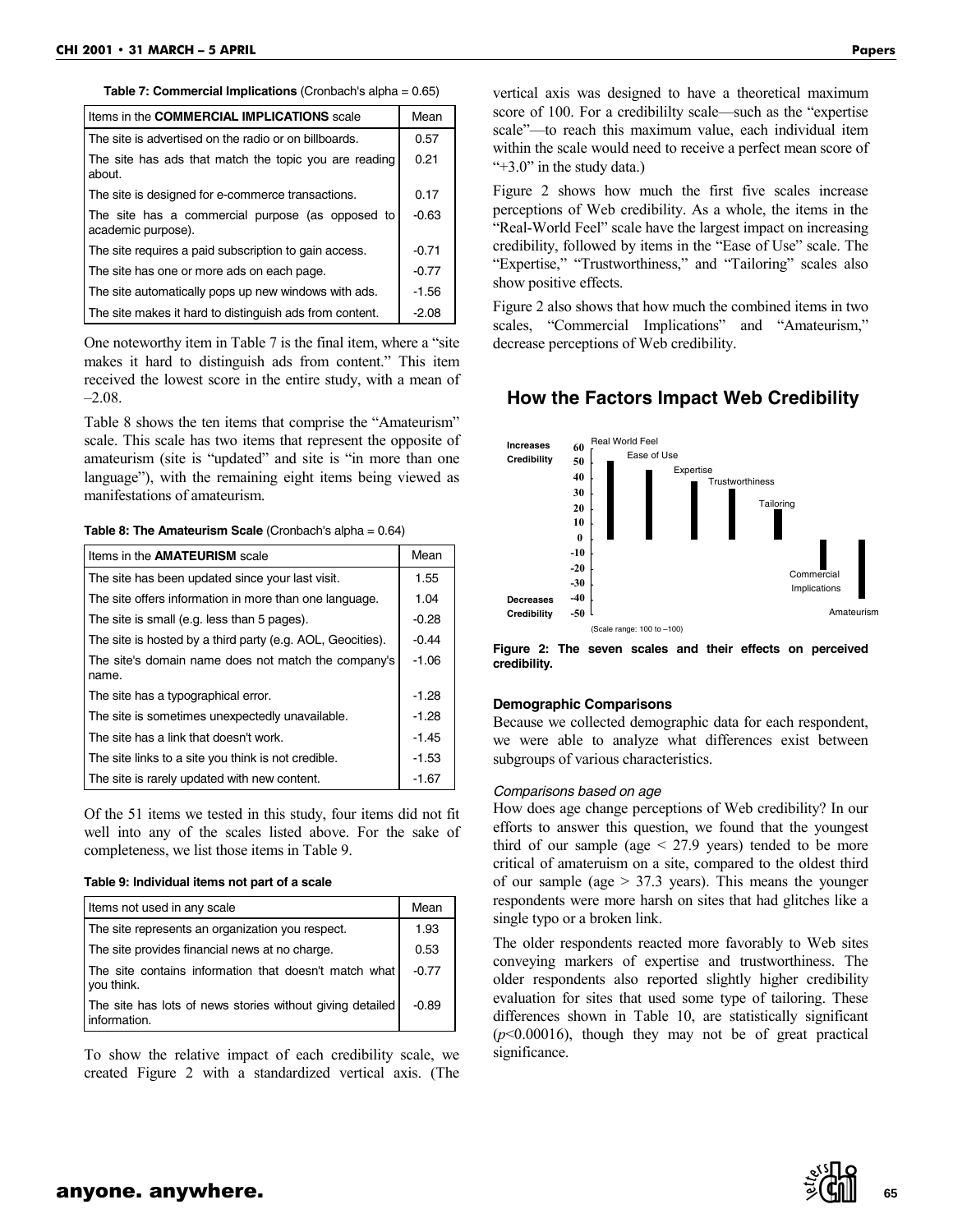**Table 7: Commercial Implications** (Cronbach's alpha = 0.65)

| Items in the **COMMERCIAL IMPLICATIONS** scale | Mean |
|---|---|
| The site is advertised on the radio or on billboards. | 0.57 |
| The site has ads that match the topic you are reading about. | 0.21 |
| The site is designed for e-commerce transactions. | 0.17 |
| The site has a commercial purpose (as opposed to academic purpose). | -0.63 |
| The site requires a paid subscription to gain access. | -0.71 |
| The site has one or more ads on each page. | -0.77 |
| The site automatically pops up new windows with ads. | -1.56 |
| The site makes it hard to distinguish ads from content. | -2.08 |

One noteworthy item in Table 7 is the final item, where a "site makes it hard to distinguish ads from content." This item received the lowest score in the entire study, with a mean of –2.08.

Table 8 shows the ten items that comprise the "Amateurism" scale. This scale has two items that represent the opposite of amateurism (site is "updated" and site is "in more than one language"), with the remaining eight items being viewed as manifestations of amateurism.

**Table 8: The Amateurism Scale** (Cronbach's alpha = 0.64)

| Items in the **AMATEURISM** scale | Mean |
|---|---|
| The site has been updated since your last visit. | 1.55 |
| The site offers information in more than one language. | 1.04 |
| The site is small (e.g. less than 5 pages). | -0.28 |
| The site is hosted by a third party (e.g. AOL, Geocities). | -0.44 |
| The site's domain name does not match the company's name. | -1.06 |
| The site has a typographical error. | -1.28 |
| The site is sometimes unexpectedly unavailable. | -1.28 |
| The site has a link that doesn't work. | -1.45 |
| The site links to a site you think is not credible. | -1.53 |
| The site is rarely updated with new content. | -1.67 |

Of the 51 items we tested in this study, four items did not fit well into any of the scales listed above. For the sake of completeness, we list those items in Table 9.

**Table 9: Individual items not part of a scale**

| Items not used in any scale | Mean |
|---|---|
| The site represents an organization you respect. | 1.93 |
| The site provides financial news at no charge. | 0.53 |
| The site contains information that doesn't match what you think. | -0.77 |
| The site has lots of news stories without giving detailed information. | -0.89 |

To show the relative impact of each credibility scale, we created Figure 2 with a standardized vertical axis. (The vertical axis was designed to have a theoretical maximum score of 100. For a credibililty scale—such as the "expertise scale"—to reach this maximum value, each individual item within the scale would need to receive a perfect mean score of "+3.0" in the study data.)

Figure 2 shows how much the first five scales increase perceptions of Web credibility. As a whole, the items in the "Real-World Feel" scale have the largest impact on increasing credibility, followed by items in the "Ease of Use" scale. The "Expertise," "Trustworthiness," and "Tailoring" scales also show positive effects.

Figure 2 also shows that how much the combined items in two scales, "Commercial Implications" and "Amateurism," decrease perceptions of Web credibility.

## How the Factors Impact Web Credibility

Increases Credibility / Decreases Credibility

Real World Feel, Ease of Use, Expertise, Trustworthiness, Tailoring, Commercial Implications, Amateurism

(Scale range: 100 to –100)

**Figure 2: The seven scales and their effects on perceived credibility.**

### Demographic Comparisons

Because we collected demographic data for each respondent, we were able to analyze what differences exist between subgroups of various characteristics.

*Comparisons based on age*

How does age change perceptions of Web credibility? In our efforts to answer this question, we found that the youngest third of our sample (age < 27.9 years) tended to be more critical of amateurism on a site, compared to the oldest third of our sample (age > 37.3 years). This means the younger respondents were more harsh on sites that had glitches like a single typo or a broken link.

The older respondents reacted more favorably to Web sites conveying markers of expertise and trustworthiness. The older respondents also reported slightly higher credibility evaluation for sites that used some type of tailoring. These differences shown in Table 10, are statistically significant ($p<0.00016$), though they may not be of great practical significance.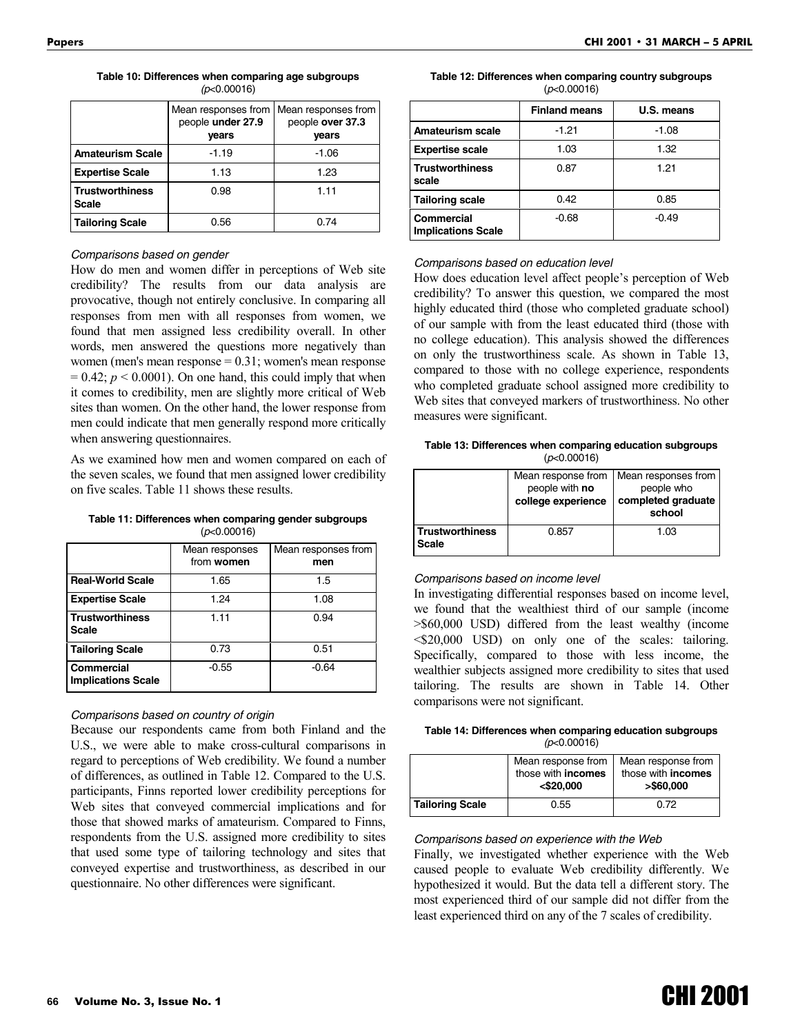**Table 10: Differences when comparing age subgroups**
*(p<0.00016)*

| | Mean responses from people **under 27.9 years** | Mean responses from people **over 37.3 years** |
|---|---|---|
| **Amateurism Scale** | -1.19 | -1.06 |
| **Expertise Scale** | 1.13 | 1.23 |
| **Trustworthiness Scale** | 0.98 | 1.11 |
| **Tailoring Scale** | 0.56 | 0.74 |

*Comparisons based on gender*

How do men and women differ in perceptions of Web site credibility? The results from our data analysis are provocative, though not entirely conclusive. In comparing all responses from men with all responses from women, we found that men assigned less credibility overall. In other words, men answered the questions more negatively than women (men's mean response = 0.31; women's mean response = 0.42; $p < 0.0001$). On one hand, this could imply that when it comes to credibility, men are slightly more critical of Web sites than women. On the other hand, the lower response from men could indicate that men generally respond more critically when answering questionnaires.

As we examined how men and women compared on each of the seven scales, we found that men assigned lower credibility on five scales. Table 11 shows these results.

**Table 11: Differences when comparing gender subgroups**
*(p<0.00016)*

| | Mean responses from **women** | Mean responses from **men** |
|---|---|---|
| **Real-World Scale** | 1.65 | 1.5 |
| **Expertise Scale** | 1.24 | 1.08 |
| **Trustworthiness Scale** | 1.11 | 0.94 |
| **Tailoring Scale** | 0.73 | 0.51 |
| **Commercial Implications Scale** | -0.55 | -0.64 |

*Comparisons based on country of origin*

Because our respondents came from both Finland and the U.S., we were able to make cross-cultural comparisons in regard to perceptions of Web credibility. We found a number of differences, as outlined in Table 12. Compared to the U.S. participants, Finns reported lower credibility perceptions for Web sites that conveyed commercial implications and for those that showed marks of amateurism. Compared to Finns, respondents from the U.S. assigned more credibility to sites that used some type of tailoring technology and sites that conveyed expertise and trustworthiness, as described in our questionnaire. No other differences were significant.

**Table 12: Differences when comparing country subgroups**
*(p<0.00016)*

| | **Finland means** | **U.S. means** |
|---|---|---|
| **Amateurism scale** | -1.21 | -1.08 |
| **Expertise scale** | 1.03 | 1.32 |
| **Trustworthiness scale** | 0.87 | 1.21 |
| **Tailoring scale** | 0.42 | 0.85 |
| **Commercial Implications Scale** | -0.68 | -0.49 |

*Comparisons based on education level*

How does education level affect people's perception of Web credibility? To answer this question, we compared the most highly educated third (those who completed graduate school) of our sample with from the least educated third (those with no college education). This analysis showed the differences on only the trustworthiness scale. As shown in Table 13, compared to those with no college experience, respondents who completed graduate school assigned more credibility to Web sites that conveyed markers of trustworthiness. No other measures were significant.

**Table 13: Differences when comparing education subgroups**
*(p<0.00016)*

| | Mean response from people with **no college experience** | Mean responses from people who **completed graduate school** |
|---|---|---|
| **Trustworthiness Scale** | 0.857 | 1.03 |

*Comparisons based on income level*

In investigating differential responses based on income level, we found that the wealthiest third of our sample (income >$60,000 USD) differed from the least wealthy (income <$20,000 USD) on only one of the scales: tailoring. Specifically, compared to those with less income, the wealthier subjects assigned more credibility to sites that used tailoring. The results are shown in Table 14. Other comparisons were not significant.

**Table 14: Differences when comparing education subgroups**
*(p<0.00016)*

| | Mean response from those with **incomes <$20,000** | Mean response from those with **incomes >$60,000** |
|---|---|---|
| **Tailoring Scale** | 0.55 | 0.72 |

*Comparisons based on experience with the Web*

Finally, we investigated whether experience with the Web caused people to evaluate Web credibility differently. We hypothesized it would. But the data tell a different story. The most experienced third of our sample did not differ from the least experienced third on any of the 7 scales of credibility.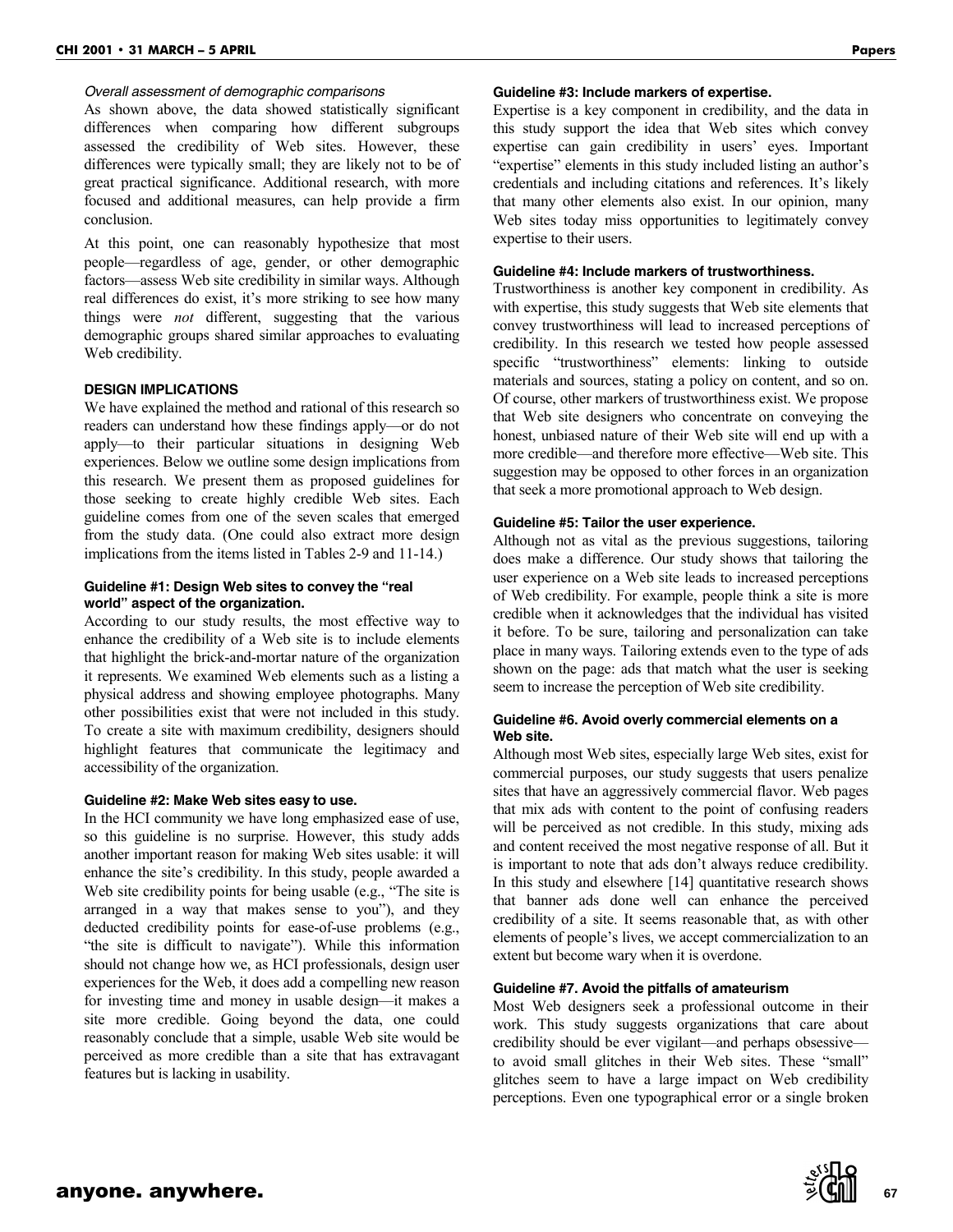*Overall assessment of demographic comparisons*

As shown above, the data showed statistically significant differences when comparing how different subgroups assessed the credibility of Web sites. However, these differences were typically small; they are likely not to be of great practical significance. Additional research, with more focused and additional measures, can help provide a firm conclusion.

At this point, one can reasonably hypothesize that most people—regardless of age, gender, or other demographic factors—assess Web site credibility in similar ways. Although real differences do exist, it's more striking to see how many things were *not* different, suggesting that the various demographic groups shared similar approaches to evaluating Web credibility.

## DESIGN IMPLICATIONS

We have explained the method and rational of this research so readers can understand how these findings apply—or do not apply—to their particular situations in designing Web experiences. Below we outline some design implications from this research. We present them as proposed guidelines for those seeking to create highly credible Web sites. Each guideline comes from one of the seven scales that emerged from the study data. (One could also extract more design implications from the items listed in Tables 2-9 and 11-14.)

### Guideline #1: Design Web sites to convey the "real world" aspect of the organization.

According to our study results, the most effective way to enhance the credibility of a Web site is to include elements that highlight the brick-and-mortar nature of the organization it represents. We examined Web elements such as a listing a physical address and showing employee photographs. Many other possibilities exist that were not included in this study. To create a site with maximum credibility, designers should highlight features that communicate the legitimacy and accessibility of the organization.

### Guideline #2: Make Web sites easy to use.

In the HCI community we have long emphasized ease of use, so this guideline is no surprise. However, this study adds another important reason for making Web sites usable: it will enhance the site's credibility. In this study, people awarded a Web site credibility points for being usable (e.g., "The site is arranged in a way that makes sense to you"), and they deducted credibility points for ease-of-use problems (e.g., "the site is difficult to navigate"). While this information should not change how we, as HCI professionals, design user experiences for the Web, it does add a compelling new reason for investing time and money in usable design—it makes a site more credible. Going beyond the data, one could reasonably conclude that a simple, usable Web site would be perceived as more credible than a site that has extravagant features but is lacking in usability.

### Guideline #3: Include markers of expertise.

Expertise is a key component in credibility, and the data in this study support the idea that Web sites which convey expertise can gain credibility in users' eyes. Important "expertise" elements in this study included listing an author's credentials and including citations and references. It's likely that many other elements also exist. In our opinion, many Web sites today miss opportunities to legitimately convey expertise to their users.

### Guideline #4: Include markers of trustworthiness.

Trustworthiness is another key component in credibility. As with expertise, this study suggests that Web site elements that convey trustworthiness will lead to increased perceptions of credibility. In this research we tested how people assessed specific "trustworthiness" elements: linking to outside materials and sources, stating a policy on content, and so on. Of course, other markers of trustworthiness exist. We propose that Web site designers who concentrate on conveying the honest, unbiased nature of their Web site will end up with a more credible—and therefore more effective—Web site. This suggestion may be opposed to other forces in an organization that seek a more promotional approach to Web design.

### Guideline #5: Tailor the user experience.

Although not as vital as the previous suggestions, tailoring does make a difference. Our study shows that tailoring the user experience on a Web site leads to increased perceptions of Web credibility. For example, people think a site is more credible when it acknowledges that the individual has visited it before. To be sure, tailoring and personalization can take place in many ways. Tailoring extends even to the type of ads shown on the page: ads that match what the user is seeking seem to increase the perception of Web site credibility.

### Guideline #6. Avoid overly commercial elements on a Web site.

Although most Web sites, especially large Web sites, exist for commercial purposes, our study suggests that users penalize sites that have an aggressively commercial flavor. Web pages that mix ads with content to the point of confusing readers will be perceived as not credible. In this study, mixing ads and content received the most negative response of all. But it is important to note that ads don't always reduce credibility. In this study and elsewhere [14] quantitative research shows that banner ads done well can enhance the perceived credibility of a site. It seems reasonable that, as with other elements of people's lives, we accept commercialization to an extent but become wary when it is overdone.

### Guideline #7. Avoid the pitfalls of amateurism

Most Web designers seek a professional outcome in their work. This study suggests organizations that care about credibility should be ever vigilant—and perhaps obsessive—to avoid small glitches in their Web sites. These "small" glitches seem to have a large impact on Web credibility perceptions. Even one typographical error or a single broken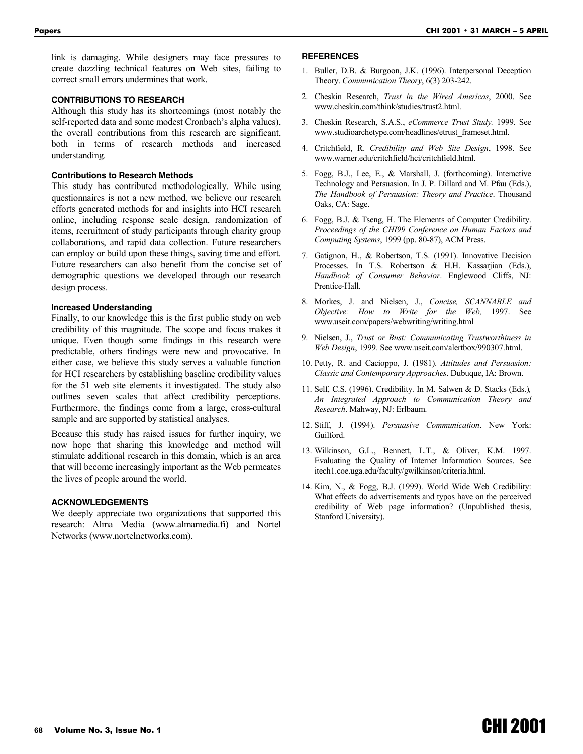link is damaging. While designers may face pressures to create dazzling technical features on Web sites, failing to correct small errors undermines that work.

### CONTRIBUTIONS TO RESEARCH

Although this study has its shortcomings (most notably the self-reported data and some modest Cronbach's alpha values), the overall contributions from this research are significant, both in terms of research methods and increased understanding.

#### Contributions to Research Methods

This study has contributed methodologically. While using questionnaires is not a new method, we believe our research efforts generated methods for and insights into HCI research online, including response scale design, randomization of items, recruitment of study participants through charity group collaborations, and rapid data collection. Future researchers can employ or build upon these things, saving time and effort. Future researchers can also benefit from the concise set of demographic questions we developed through our research design process.

#### Increased Understanding

Finally, to our knowledge this is the first public study on web credibility of this magnitude. The scope and focus makes it unique. Even though some findings in this research were predictable, others findings were new and provocative. In either case, we believe this study serves a valuable function for HCI researchers by establishing baseline credibility values for the 51 web site elements it investigated. The study also outlines seven scales that affect credibility perceptions. Furthermore, the findings come from a large, cross-cultural sample and are supported by statistical analyses.

Because this study has raised issues for further inquiry, we now hope that sharing this knowledge and method will stimulate additional research in this domain, which is an area that will become increasingly important as the Web permeates the lives of people around the world.

### ACKNOWLEDGEMENTS

We deeply appreciate two organizations that supported this research: Alma Media (www.almamedia.fi) and Nortel Networks (www.nortelnetworks.com).

### REFERENCES

1. Buller, D.B. & Burgoon, J.K. (1996). Interpersonal Deception Theory. *Communication Theory*, 6(3) 203-242.
2. Cheskin Research, *Trust in the Wired Americas*, 2000. See www.cheskin.com/think/studies/trust2.html.
3. Cheskin Research, S.A.S., *eCommerce Trust Study.* 1999. See www.studioarchetype.com/headlines/etrust_frameset.html.
4. Critchfield, R. *Credibility and Web Site Design*, 1998. See www.warner.edu/critchfield/hci/critchfield.html.
5. Fogg, B.J., Lee, E., & Marshall, J. (forthcoming). Interactive Technology and Persuasion. In J. P. Dillard and M. Pfau (Eds.), *The Handbook of Persuasion: Theory and Practice*. Thousand Oaks, CA: Sage.
6. Fogg, B.J. & Tseng, H. The Elements of Computer Credibility. *Proceedings of the CHI99 Conference on Human Factors and Computing Systems*, 1999 (pp. 80-87), ACM Press.
7. Gatignon, H., & Robertson, T.S. (1991). Innovative Decision Processes. In T.S. Robertson & H.H. Kassarjian (Eds.), *Handbook of Consumer Behavior*. Englewood Cliffs, NJ: Prentice-Hall.
8. Morkes, J. and Nielsen, J., *Concise, SCANNABLE and Objective: How to Write for the Web,* 1997. See www.useit.com/papers/webwriting/writing.html
9. Nielsen, J., *Trust or Bust: Communicating Trustworthiness in Web Design*, 1999. See www.useit.com/alertbox/990307.html.
10. Petty, R. and Cacioppo, J. (1981). *Attitudes and Persuasion: Classic and Contemporary Approaches*. Dubuque, IA: Brown.
11. Self, C.S. (1996). Credibility. In M. Salwen & D. Stacks (Eds.)*, An Integrated Approach to Communication Theory and Research*. Mahway, NJ: Erlbaum.
12. Stiff, J. (1994). *Persuasive Communication*. New York: Guilford.
13. Wilkinson, G.L., Bennett, L.T., & Oliver, K.M. 1997. Evaluating the Quality of Internet Information Sources. See itech1.coe.uga.edu/faculty/gwilkinson/criteria.html.
14. Kim, N., & Fogg, B.J. (1999). World Wide Web Credibility: What effects do advertisements and typos have on the perceived credibility of Web page information? (Unpublished thesis, Stanford University).